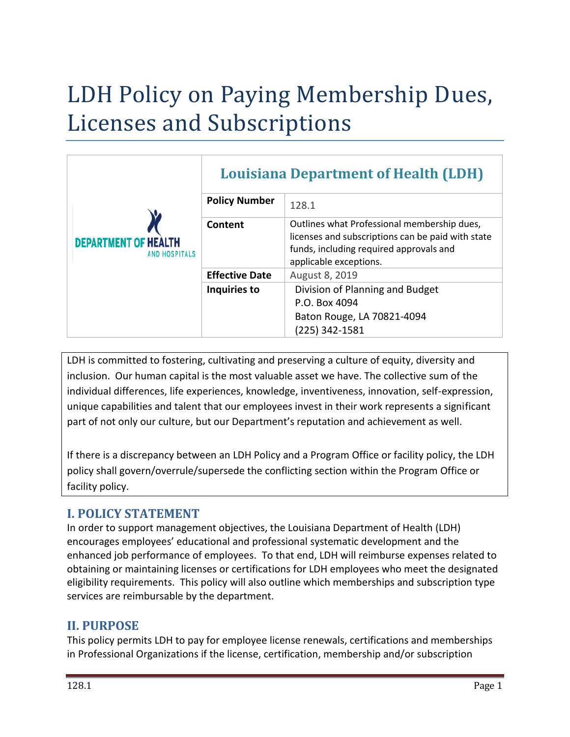# LDH Policy on Paying Membership Dues, Licenses and Subscriptions

| | Louisiana Department of Health (LDH) | |
|---|---|---|
| DEPARTMENT OF HEALTH AND HOSPITALS | **Policy Number** | 128.1 |
| | **Content** | Outlines what Professional membership dues, licenses and subscriptions can be paid with state funds, including required approvals and applicable exceptions. |
| | **Effective Date** | August 8, 2019 |
| | **Inquiries to** | Division of Planning and Budget<br>P.O. Box 4094<br>Baton Rouge, LA 70821-4094<br>(225) 342-1581 |

LDH is committed to fostering, cultivating and preserving a culture of equity, diversity and inclusion. Our human capital is the most valuable asset we have. The collective sum of the individual differences, life experiences, knowledge, inventiveness, innovation, self-expression, unique capabilities and talent that our employees invest in their work represents a significant part of not only our culture, but our Department's reputation and achievement as well.

If there is a discrepancy between an LDH Policy and a Program Office or facility policy, the LDH policy shall govern/overrule/supersede the conflicting section within the Program Office or facility policy.

## I. POLICY STATEMENT

In order to support management objectives, the Louisiana Department of Health (LDH) encourages employees' educational and professional systematic development and the enhanced job performance of employees. To that end, LDH will reimburse expenses related to obtaining or maintaining licenses or certifications for LDH employees who meet the designated eligibility requirements. This policy will also outline which memberships and subscription type services are reimbursable by the department.

## II. PURPOSE

This policy permits LDH to pay for employee license renewals, certifications and memberships in Professional Organizations if the license, certification, membership and/or subscription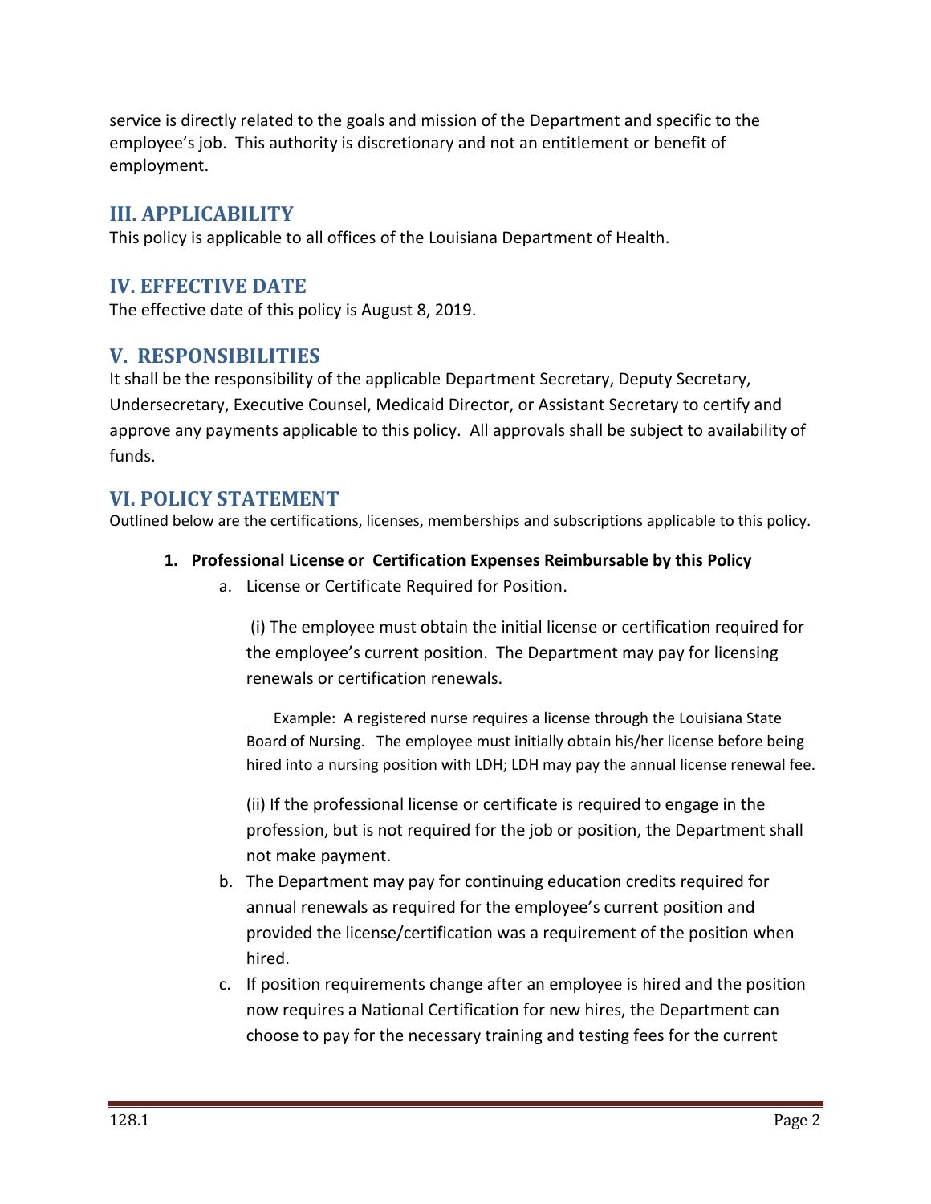service is directly related to the goals and mission of the Department and specific to the employee's job. This authority is discretionary and not an entitlement or benefit of employment.

## III. APPLICABILITY

This policy is applicable to all offices of the Louisiana Department of Health.

## IV. EFFECTIVE DATE

The effective date of this policy is August 8, 2019.

## V. RESPONSIBILITIES

It shall be the responsibility of the applicable Department Secretary, Deputy Secretary, Undersecretary, Executive Counsel, Medicaid Director, or Assistant Secretary to certify and approve any payments applicable to this policy. All approvals shall be subject to availability of funds.

## VI. POLICY STATEMENT

Outlined below are the certifications, licenses, memberships and subscriptions applicable to this policy.

1. **Professional License or Certification Expenses Reimbursable by this Policy**
   a. License or Certificate Required for Position.

      (i) The employee must obtain the initial license or certification required for the employee's current position. The Department may pay for licensing renewals or certification renewals.

      Example: A registered nurse requires a license through the Louisiana State Board of Nursing. The employee must initially obtain his/her license before being hired into a nursing position with LDH; LDH may pay the annual license renewal fee.

      (ii) If the professional license or certificate is required to engage in the profession, but is not required for the job or position, the Department shall not make payment.

   b. The Department may pay for continuing education credits required for annual renewals as required for the employee's current position and provided the license/certification was a requirement of the position when hired.
   c. If position requirements change after an employee is hired and the position now requires a National Certification for new hires, the Department can choose to pay for the necessary training and testing fees for the current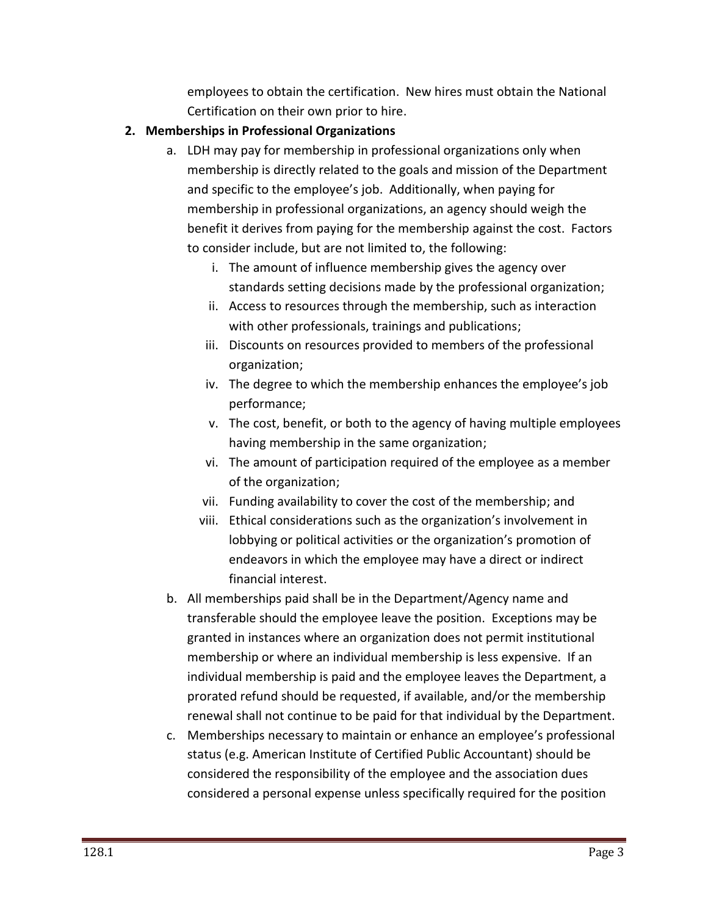employees to obtain the certification. New hires must obtain the National Certification on their own prior to hire.

2. **Memberships in Professional Organizations**
   a. LDH may pay for membership in professional organizations only when membership is directly related to the goals and mission of the Department and specific to the employee's job. Additionally, when paying for membership in professional organizations, an agency should weigh the benefit it derives from paying for the membership against the cost. Factors to consider include, but are not limited to, the following:
      i. The amount of influence membership gives the agency over standards setting decisions made by the professional organization;
      ii. Access to resources through the membership, such as interaction with other professionals, trainings and publications;
      iii. Discounts on resources provided to members of the professional organization;
      iv. The degree to which the membership enhances the employee's job performance;
      v. The cost, benefit, or both to the agency of having multiple employees having membership in the same organization;
      vi. The amount of participation required of the employee as a member of the organization;
      vii. Funding availability to cover the cost of the membership; and
      viii. Ethical considerations such as the organization's involvement in lobbying or political activities or the organization's promotion of endeavors in which the employee may have a direct or indirect financial interest.

   b. All memberships paid shall be in the Department/Agency name and transferable should the employee leave the position. Exceptions may be granted in instances where an organization does not permit institutional membership or where an individual membership is less expensive. If an individual membership is paid and the employee leaves the Department, a prorated refund should be requested, if available, and/or the membership renewal shall not continue to be paid for that individual by the Department.

   c. Memberships necessary to maintain or enhance an employee's professional status (e.g. American Institute of Certified Public Accountant) should be considered the responsibility of the employee and the association dues considered a personal expense unless specifically required for the position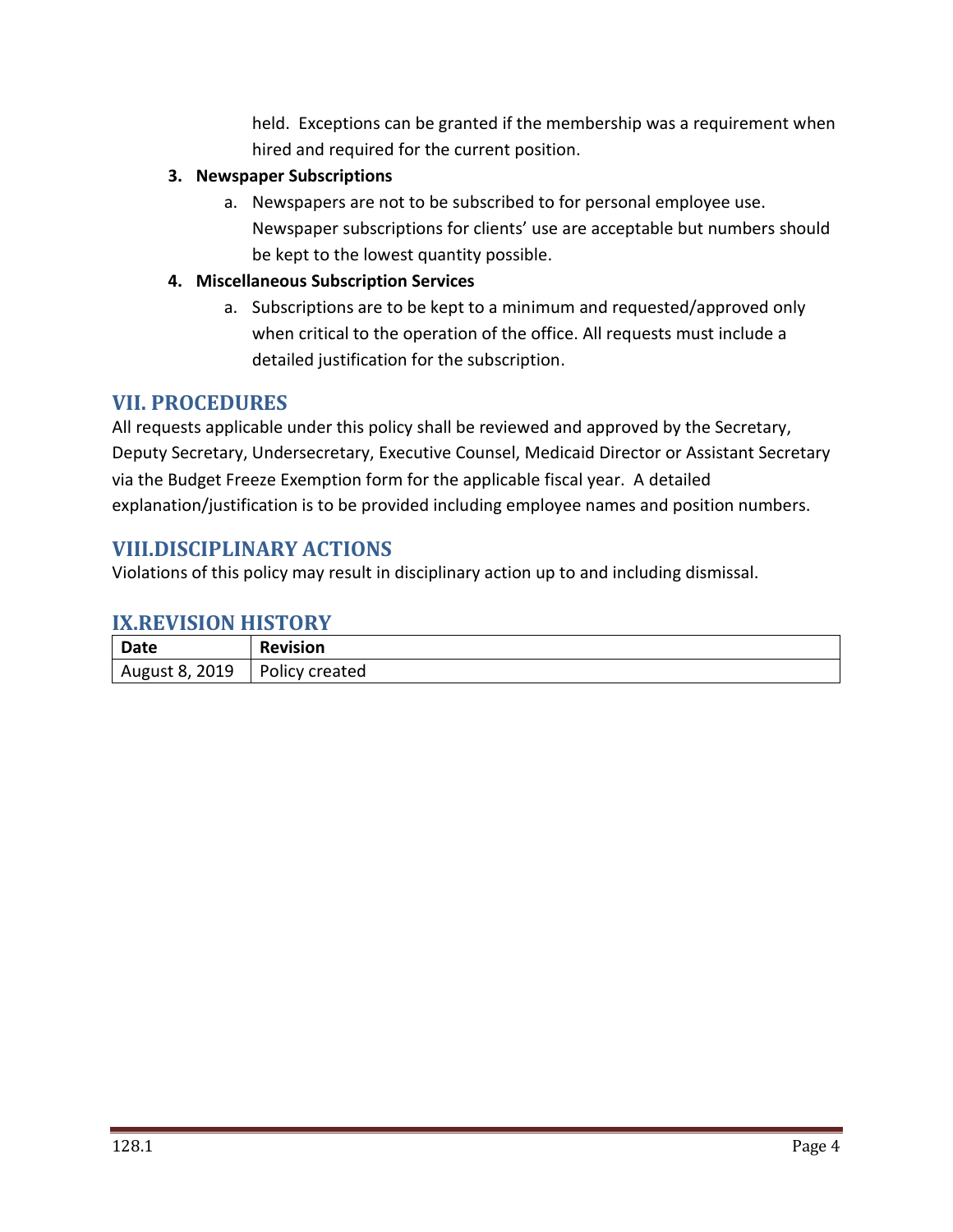held. Exceptions can be granted if the membership was a requirement when hired and required for the current position.

3. **Newspaper Subscriptions**
    a. Newspapers are not to be subscribed to for personal employee use. Newspaper subscriptions for clients' use are acceptable but numbers should be kept to the lowest quantity possible.

4. **Miscellaneous Subscription Services**
    a. Subscriptions are to be kept to a minimum and requested/approved only when critical to the operation of the office. All requests must include a detailed justification for the subscription.

## VII. PROCEDURES

All requests applicable under this policy shall be reviewed and approved by the Secretary, Deputy Secretary, Undersecretary, Executive Counsel, Medicaid Director or Assistant Secretary via the Budget Freeze Exemption form for the applicable fiscal year. A detailed explanation/justification is to be provided including employee names and position numbers.

## VIII.DISCIPLINARY ACTIONS

Violations of this policy may result in disciplinary action up to and including dismissal.

## IX.REVISION HISTORY

| Date | Revision |
| --- | --- |
| August 8, 2019 | Policy created |